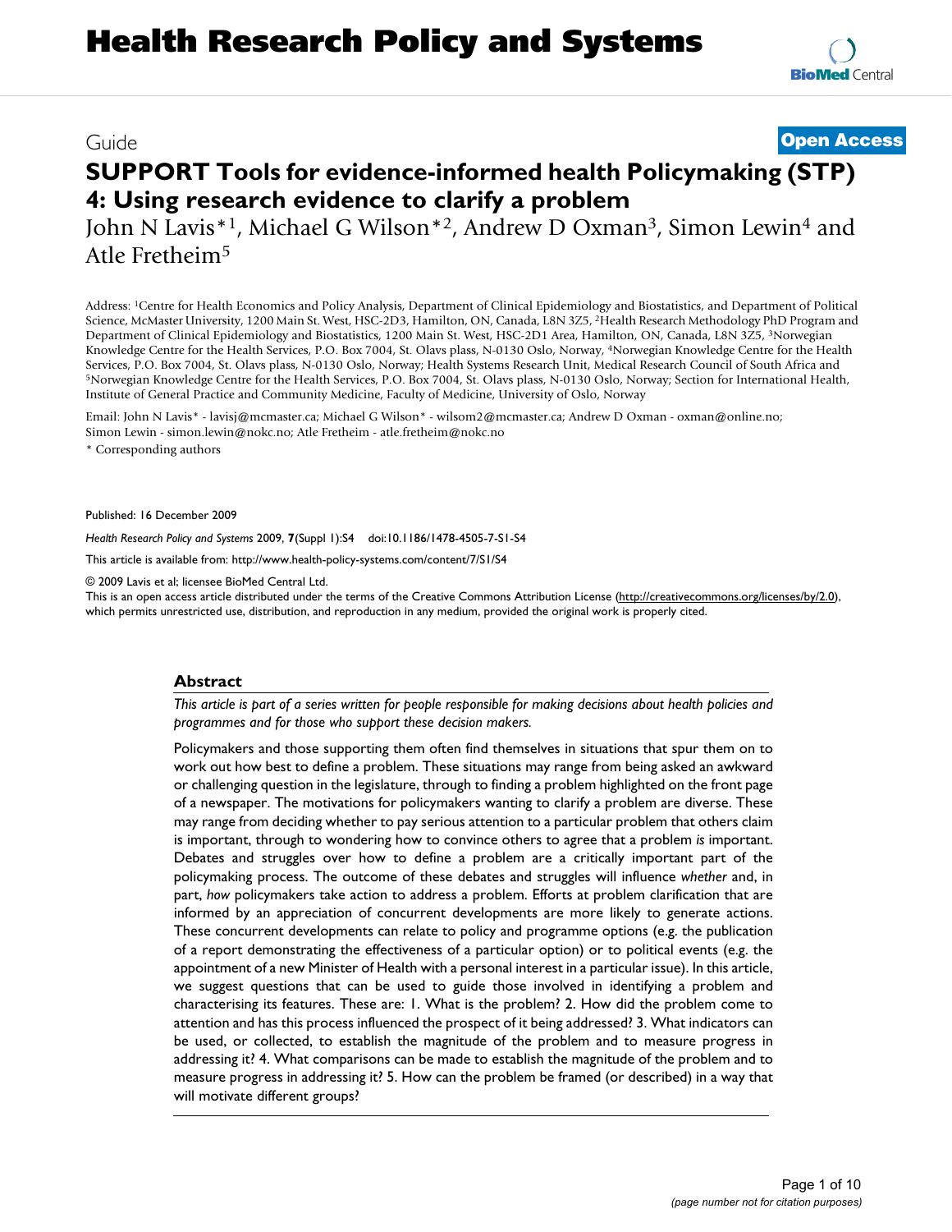# Health Research Policy and Systems

Guide

**Open Access**

# SUPPORT Tools for evidence-informed health Policymaking (STP) 4: Using research evidence to clarify a problem

John N Lavis*[1], Michael G Wilson*[2], Andrew D Oxman[3], Simon Lewin[4] and Atle Fretheim[5]

Address: [1]Centre for Health Economics and Policy Analysis, Department of Clinical Epidemiology and Biostatistics, and Department of Political Science, McMaster University, 1200 Main St. West, HSC-2D3, Hamilton, ON, Canada, L8N 3Z5, [2]Health Research Methodology PhD Program and Department of Clinical Epidemiology and Biostatistics, 1200 Main St. West, HSC-2D1 Area, Hamilton, ON, Canada, L8N 3Z5, [3]Norwegian Knowledge Centre for the Health Services, P.O. Box 7004, St. Olavs plass, N-0130 Oslo, Norway, [4]Norwegian Knowledge Centre for the Health Services, P.O. Box 7004, St. Olavs plass, N-0130 Oslo, Norway; Health Systems Research Unit, Medical Research Council of South Africa and [5]Norwegian Knowledge Centre for the Health Services, P.O. Box 7004, St. Olavs plass, N-0130 Oslo, Norway; Section for International Health, Institute of General Practice and Community Medicine, Faculty of Medicine, University of Oslo, Norway

Email: John N Lavis* - lavisj@mcmaster.ca; Michael G Wilson* - wilsom2@mcmaster.ca; Andrew D Oxman - oxman@online.no; Simon Lewin - simon.lewin@nokc.no; Atle Fretheim - atle.fretheim@nokc.no

* Corresponding authors

Published: 16 December 2009

*Health Research Policy and Systems* 2009, **7**(Suppl 1):S4 doi:10.1186/1478-4505-7-S1-S4

This article is available from: http://www.health-policy-systems.com/content/7/S1/S4

© 2009 Lavis et al; licensee BioMed Central Ltd.

This is an open access article distributed under the terms of the Creative Commons Attribution License (http://creativecommons.org/licenses/by/2.0), which permits unrestricted use, distribution, and reproduction in any medium, provided the original work is properly cited.

## Abstract

*This article is part of a series written for people responsible for making decisions about health policies and programmes and for those who support these decision makers.*

Policymakers and those supporting them often find themselves in situations that spur them on to work out how best to define a problem. These situations may range from being asked an awkward or challenging question in the legislature, through to finding a problem highlighted on the front page of a newspaper. The motivations for policymakers wanting to clarify a problem are diverse. These may range from deciding whether to pay serious attention to a particular problem that others claim is important, through to wondering how to convince others to agree that a problem *is* important. Debates and struggles over how to define a problem are a critically important part of the policymaking process. The outcome of these debates and struggles will influence *whether* and, in part, *how* policymakers take action to address a problem. Efforts at problem clarification that are informed by an appreciation of concurrent developments are more likely to generate actions. These concurrent developments can relate to policy and programme options (e.g. the publication of a report demonstrating the effectiveness of a particular option) or to political events (e.g. the appointment of a new Minister of Health with a personal interest in a particular issue). In this article, we suggest questions that can be used to guide those involved in identifying a problem and characterising its features. These are: 1. What is the problem? 2. How did the problem come to attention and has this process influenced the prospect of it being addressed? 3. What indicators can be used, or collected, to establish the magnitude of the problem and to measure progress in addressing it? 4. What comparisons can be made to establish the magnitude of the problem and to measure progress in addressing it? 5. How can the problem be framed (or described) in a way that will motivate different groups?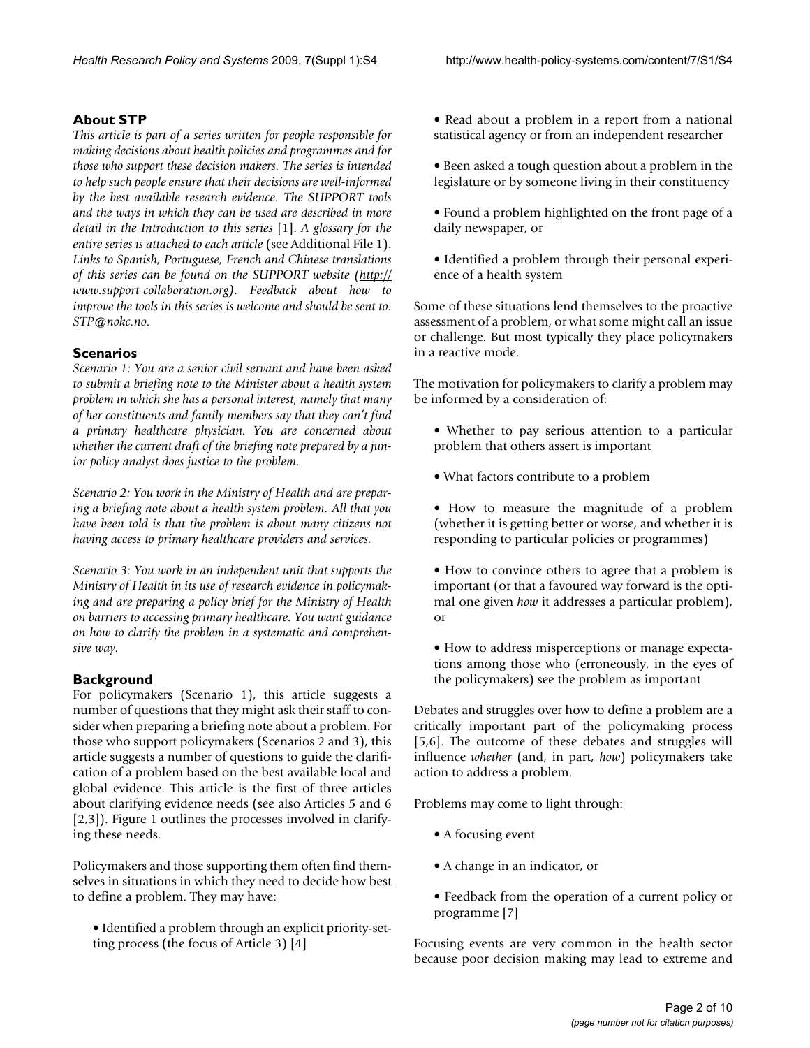## About STP

*This article is part of a series written for people responsible for making decisions about health policies and programmes and for those who support these decision makers. The series is intended to help such people ensure that their decisions are well-informed by the best available research evidence. The SUPPORT tools and the ways in which they can be used are described in more detail in the Introduction to this series* [1]. *A glossary for the entire series is attached to each article* (see Additional File 1). *Links to Spanish, Portuguese, French and Chinese translations of this series can be found on the SUPPORT website (http://www.support-collaboration.org). Feedback about how to improve the tools in this series is welcome and should be sent to: STP@nokc.no.*

## Scenarios

*Scenario 1: You are a senior civil servant and have been asked to submit a briefing note to the Minister about a health system problem in which she has a personal interest, namely that many of her constituents and family members say that they can't find a primary healthcare physician. You are concerned about whether the current draft of the briefing note prepared by a junior policy analyst does justice to the problem.*

*Scenario 2: You work in the Ministry of Health and are preparing a briefing note about a health system problem. All that you have been told is that the problem is about many citizens not having access to primary healthcare providers and services.*

*Scenario 3: You work in an independent unit that supports the Ministry of Health in its use of research evidence in policymaking and are preparing a policy brief for the Ministry of Health on barriers to accessing primary healthcare. You want guidance on how to clarify the problem in a systematic and comprehensive way.*

## Background

For policymakers (Scenario 1), this article suggests a number of questions that they might ask their staff to consider when preparing a briefing note about a problem. For those who support policymakers (Scenarios 2 and 3), this article suggests a number of questions to guide the clarification of a problem based on the best available local and global evidence. This article is the first of three articles about clarifying evidence needs (see also Articles 5 and 6 [2,3]). Figure 1 outlines the processes involved in clarifying these needs.

Policymakers and those supporting them often find themselves in situations in which they need to decide how best to define a problem. They may have:

- Identified a problem through an explicit priority-setting process (the focus of Article 3) [4]
- Read about a problem in a report from a national statistical agency or from an independent researcher
- Been asked a tough question about a problem in the legislature or by someone living in their constituency
- Found a problem highlighted on the front page of a daily newspaper, or
- Identified a problem through their personal experience of a health system

Some of these situations lend themselves to the proactive assessment of a problem, or what some might call an issue or challenge. But most typically they place policymakers in a reactive mode.

The motivation for policymakers to clarify a problem may be informed by a consideration of:

- Whether to pay serious attention to a particular problem that others assert is important
- What factors contribute to a problem
- How to measure the magnitude of a problem (whether it is getting better or worse, and whether it is responding to particular policies or programmes)
- How to convince others to agree that a problem is important (or that a favoured way forward is the optimal one given *how* it addresses a particular problem), or
- How to address misperceptions or manage expectations among those who (erroneously, in the eyes of the policymakers) see the problem as important

Debates and struggles over how to define a problem are a critically important part of the policymaking process [5,6]. The outcome of these debates and struggles will influence *whether* (and, in part, *how*) policymakers take action to address a problem.

Problems may come to light through:

- A focusing event
- A change in an indicator, or
- Feedback from the operation of a current policy or programme [7]

Focusing events are very common in the health sector because poor decision making may lead to extreme and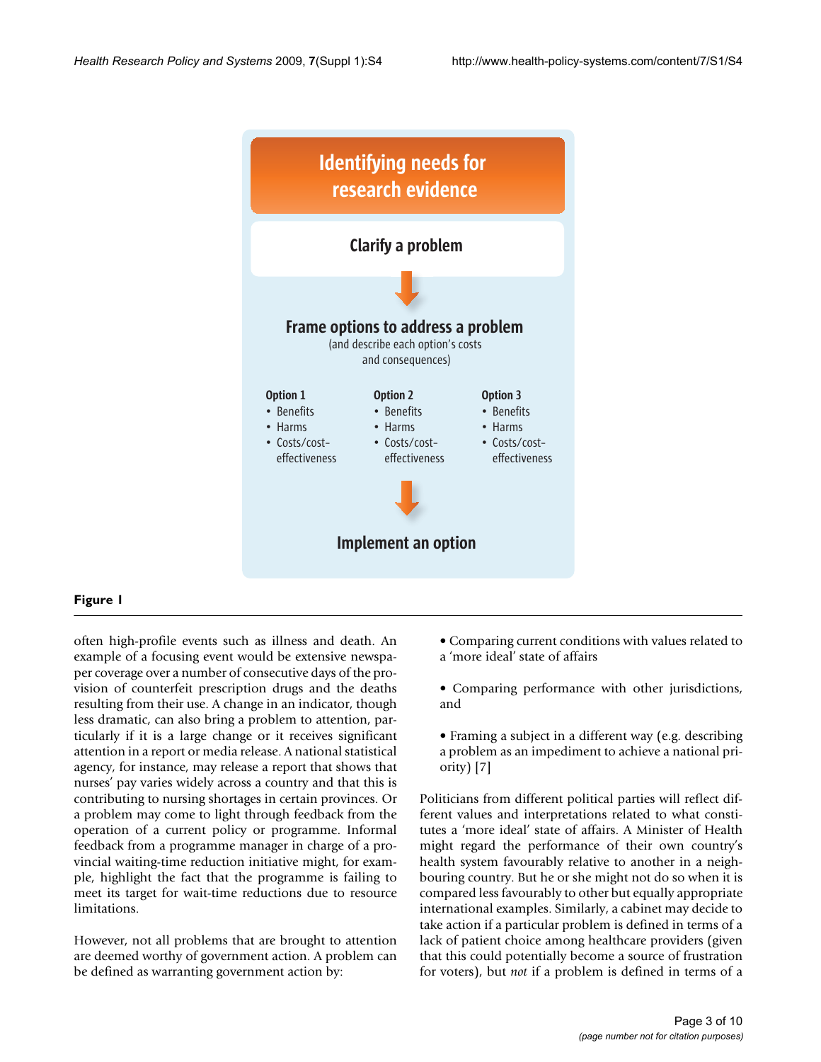Identifying needs for research evidence

Clarify a problem

Frame options to address a problem

(and describe each option's costs and consequences)

Option 1
- Benefits
- Harms
- Costs/cost-effectiveness

Option 2
- Benefits
- Harms
- Costs/cost-effectiveness

Option 3
- Benefits
- Harms
- Costs/cost-effectiveness

Implement an option

**Figure 1**

often high-profile events such as illness and death. An example of a focusing event would be extensive newspaper coverage over a number of consecutive days of the provision of counterfeit prescription drugs and the deaths resulting from their use. A change in an indicator, though less dramatic, can also bring a problem to attention, particularly if it is a large change or it receives significant attention in a report or media release. A national statistical agency, for instance, may release a report that shows that nurses' pay varies widely across a country and that this is contributing to nursing shortages in certain provinces. Or a problem may come to light through feedback from the operation of a current policy or programme. Informal feedback from a programme manager in charge of a provincial waiting-time reduction initiative might, for example, highlight the fact that the programme is failing to meet its target for wait-time reductions due to resource limitations.

However, not all problems that are brought to attention are deemed worthy of government action. A problem can be defined as warranting government action by:

- Comparing current conditions with values related to a 'more ideal' state of affairs
- Comparing performance with other jurisdictions, and
- Framing a subject in a different way (e.g. describing a problem as an impediment to achieve a national priority) [7]

Politicians from different political parties will reflect different values and interpretations related to what constitutes a 'more ideal' state of affairs. A Minister of Health might regard the performance of their own country's health system favourably relative to another in a neighbouring country. But he or she might not do so when it is compared less favourably to other but equally appropriate international examples. Similarly, a cabinet may decide to take action if a particular problem is defined in terms of a lack of patient choice among healthcare providers (given that this could potentially become a source of frustration for voters), but *not* if a problem is defined in terms of a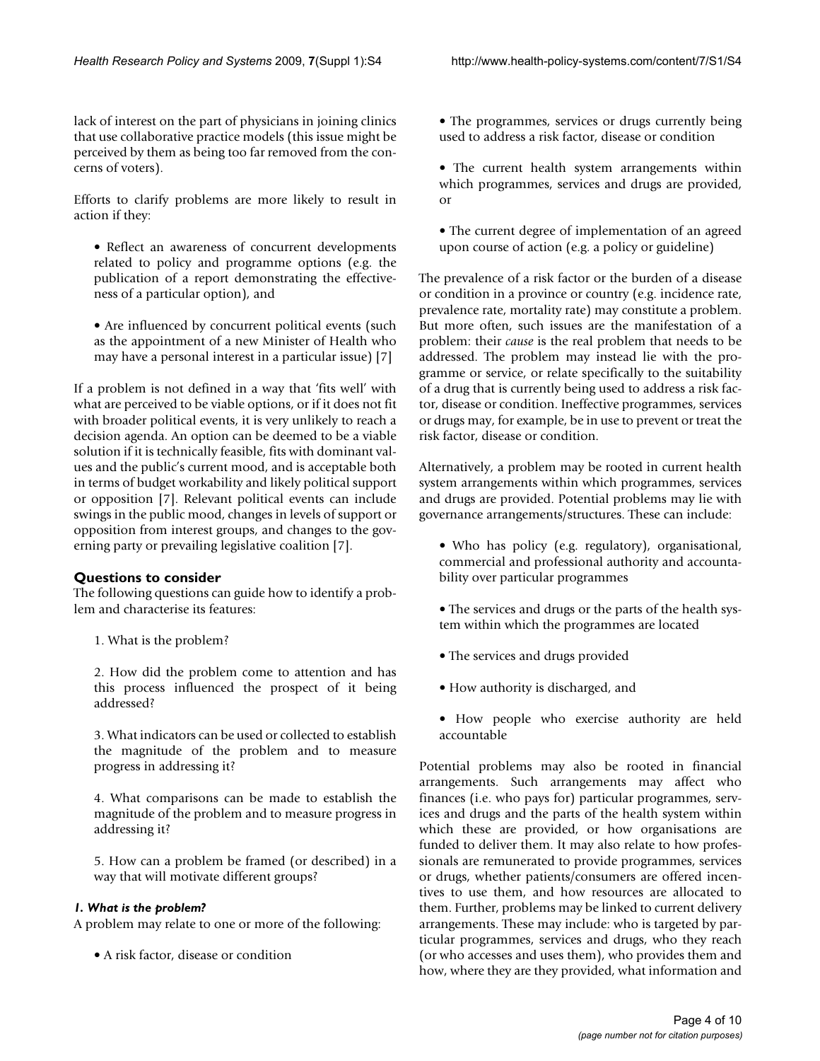lack of interest on the part of physicians in joining clinics that use collaborative practice models (this issue might be perceived by them as being too far removed from the concerns of voters).

Efforts to clarify problems are more likely to result in action if they:

- Reflect an awareness of concurrent developments related to policy and programme options (e.g. the publication of a report demonstrating the effectiveness of a particular option), and
- Are influenced by concurrent political events (such as the appointment of a new Minister of Health who may have a personal interest in a particular issue) [7]

If a problem is not defined in a way that 'fits well' with what are perceived to be viable options, or if it does not fit with broader political events, it is very unlikely to reach a decision agenda. An option can be deemed to be a viable solution if it is technically feasible, fits with dominant values and the public's current mood, and is acceptable both in terms of budget workability and likely political support or opposition [7]. Relevant political events can include swings in the public mood, changes in levels of support or opposition from interest groups, and changes to the governing party or prevailing legislative coalition [7].

## Questions to consider

The following questions can guide how to identify a problem and characterise its features:

1. What is the problem?
2. How did the problem come to attention and has this process influenced the prospect of it being addressed?
3. What indicators can be used or collected to establish the magnitude of the problem and to measure progress in addressing it?
4. What comparisons can be made to establish the magnitude of the problem and to measure progress in addressing it?
5. How can a problem be framed (or described) in a way that will motivate different groups?

### *1. What is the problem?*

A problem may relate to one or more of the following:

- A risk factor, disease or condition
- The programmes, services or drugs currently being used to address a risk factor, disease or condition
- The current health system arrangements within which programmes, services and drugs are provided, or
- The current degree of implementation of an agreed upon course of action (e.g. a policy or guideline)

The prevalence of a risk factor or the burden of a disease or condition in a province or country (e.g. incidence rate, prevalence rate, mortality rate) may constitute a problem. But more often, such issues are the manifestation of a problem: their *cause* is the real problem that needs to be addressed. The problem may instead lie with the programme or service, or relate specifically to the suitability of a drug that is currently being used to address a risk factor, disease or condition. Ineffective programmes, services or drugs may, for example, be in use to prevent or treat the risk factor, disease or condition.

Alternatively, a problem may be rooted in current health system arrangements within which programmes, services and drugs are provided. Potential problems may lie with governance arrangements/structures. These can include:

- Who has policy (e.g. regulatory), organisational, commercial and professional authority and accountability over particular programmes
- The services and drugs or the parts of the health system within which the programmes are located
- The services and drugs provided
- How authority is discharged, and
- How people who exercise authority are held accountable

Potential problems may also be rooted in financial arrangements. Such arrangements may affect who finances (i.e. who pays for) particular programmes, services and drugs and the parts of the health system within which these are provided, or how organisations are funded to deliver them. It may also relate to how professionals are remunerated to provide programmes, services or drugs, whether patients/consumers are offered incentives to use them, and how resources are allocated to them. Further, problems may be linked to current delivery arrangements. These may include: who is targeted by particular programmes, services and drugs, who they reach (or who accesses and uses them), who provides them and how, where they are they provided, what information and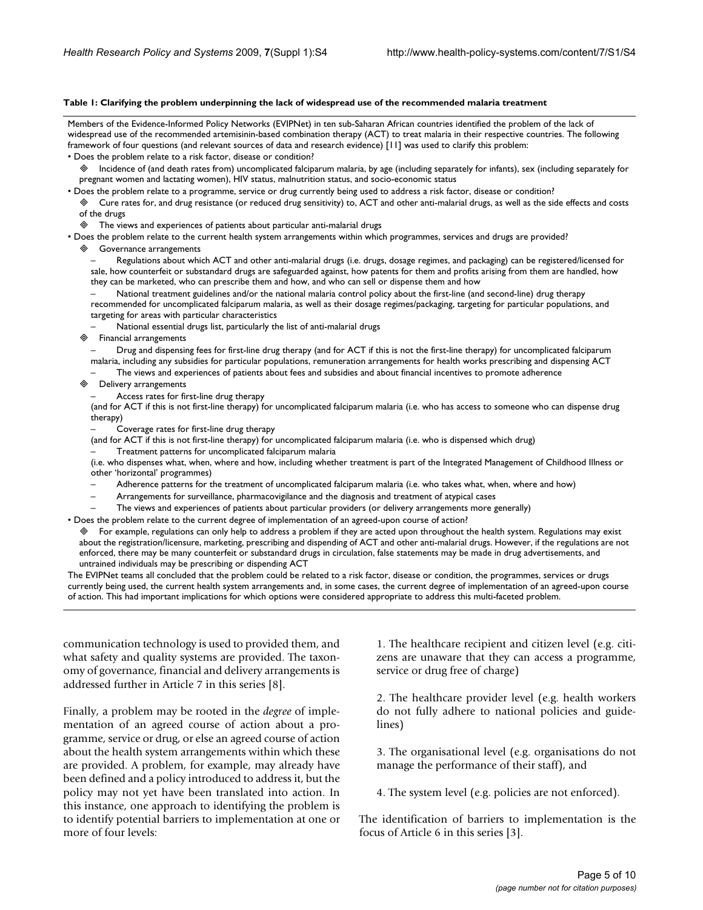**Table 1: Clarifying the problem underpinning the lack of widespread use of the recommended malaria treatment**

Members of the Evidence-Informed Policy Networks (EVIPNet) in ten sub-Saharan African countries identified the problem of the lack of widespread use of the recommended artemisinin-based combination therapy (ACT) to treat malaria in their respective countries. The following framework of four questions (and relevant sources of data and research evidence) [11] was used to clarify this problem:

- Does the problem relate to a risk factor, disease or condition?
  - ◈ Incidence of (and death rates from) uncomplicated falciparum malaria, by age (including separately for infants), sex (including separately for pregnant women and lactating women), HIV status, malnutrition status, and socio-economic status
- Does the problem relate to a programme, service or drug currently being used to address a risk factor, disease or condition?
  - ◈ Cure rates for, and drug resistance (or reduced drug sensitivity) to, ACT and other anti-malarial drugs, as well as the side effects and costs of the drugs
  - ◈ The views and experiences of patients about particular anti-malarial drugs
- Does the problem relate to the current health system arrangements within which programmes, services and drugs are provided?
  - ◈ Governance arrangements
    - – Regulations about which ACT and other anti-malarial drugs (i.e. drugs, dosage regimes, and packaging) can be registered/licensed for sale, how counterfeit or substandard drugs are safeguarded against, how patents for them and profits arising from them are handled, how they can be marketed, who can prescribe them and how, and who can sell or dispense them and how
    - – National treatment guidelines and/or the national malaria control policy about the first-line (and second-line) drug therapy recommended for uncomplicated falciparum malaria, as well as their dosage regimes/packaging, targeting for particular populations, and targeting for areas with particular characteristics
    - – National essential drugs list, particularly the list of anti-malarial drugs
  - ◈ Financial arrangements
    - – Drug and dispensing fees for first-line drug therapy (and for ACT if this is not the first-line therapy) for uncomplicated falciparum malaria, including any subsidies for particular populations, remuneration arrangements for health works prescribing and dispensing ACT
    - – The views and experiences of patients about fees and subsidies and about financial incentives to promote adherence
  - ◈ Delivery arrangements
    - – Access rates for first-line drug therapy (and for ACT if this is not first-line therapy) for uncomplicated falciparum malaria (i.e. who has access to someone who can dispense drug therapy)
    - – Coverage rates for first-line drug therapy (and for ACT if this is not first-line therapy) for uncomplicated falciparum malaria (i.e. who is dispensed which drug)
    - – Treatment patterns for uncomplicated falciparum malaria (i.e. who dispenses what, when, where and how, including whether treatment is part of the Integrated Management of Childhood Illness or other 'horizontal' programmes)
    - – Adherence patterns for the treatment of uncomplicated falciparum malaria (i.e. who takes what, when, where and how)
    - – Arrangements for surveillance, pharmacovigilance and the diagnosis and treatment of atypical cases
    - – The views and experiences of patients about particular providers (or delivery arrangements more generally)
- Does the problem relate to the current degree of implementation of an agreed-upon course of action?
  - ◈ For example, regulations can only help to address a problem if they are acted upon throughout the health system. Regulations may exist about the registration/licensure, marketing, prescribing and dispensing of ACT and other anti-malarial drugs. However, if the regulations are not enforced, there may be many counterfeit or substandard drugs in circulation, false statements may be made in drug advertisements, and untrained individuals may be prescribing or dispensing ACT

The EVIPNet teams all concluded that the problem could be related to a risk factor, disease or condition, the programmes, services or drugs currently being used, the current health system arrangements and, in some cases, the current degree of implementation of an agreed-upon course of action. This had important implications for which options were considered appropriate to address this multi-faceted problem.

communication technology is used to provided them, and what safety and quality systems are provided. The taxonomy of governance, financial and delivery arrangements is addressed further in Article 7 in this series [8].

Finally, a problem may be rooted in the *degree* of implementation of an agreed course of action about a programme, service or drug, or else an agreed course of action about the health system arrangements within which these are provided. A problem, for example, may already have been defined and a policy introduced to address it, but the policy may not yet have been translated into action. In this instance, one approach to identifying the problem is to identify potential barriers to implementation at one or more of four levels:

1. The healthcare recipient and citizen level (e.g. citizens are unaware that they can access a programme, service or drug free of charge)

2. The healthcare provider level (e.g. health workers do not fully adhere to national policies and guidelines)

3. The organisational level (e.g. organisations do not manage the performance of their staff), and

4. The system level (e.g. policies are not enforced).

The identification of barriers to implementation is the focus of Article 6 in this series [3].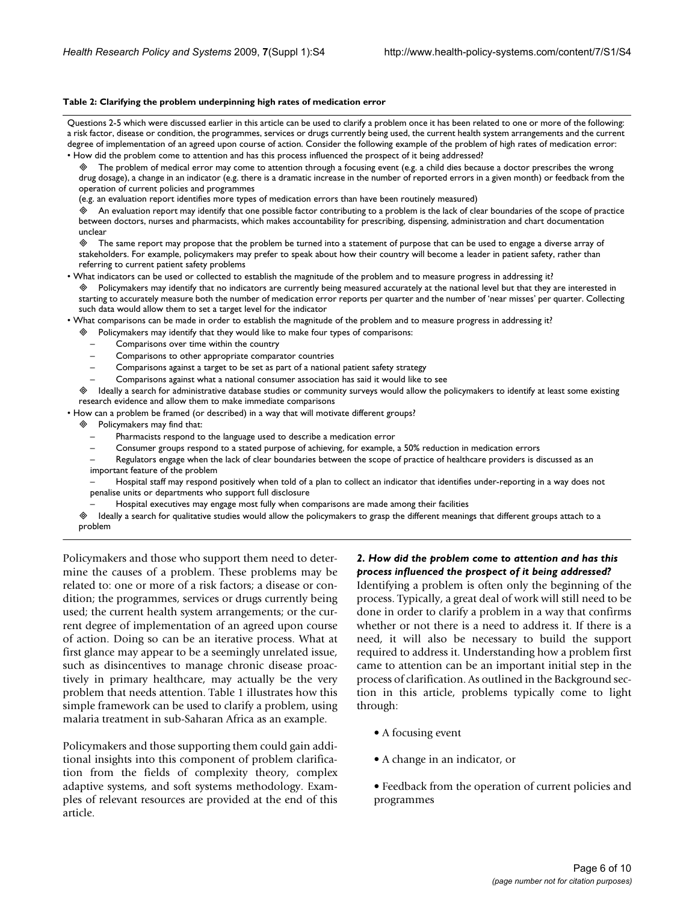**Table 2: Clarifying the problem underpinning high rates of medication error**

Questions 2-5 which were discussed earlier in this article can be used to clarify a problem once it has been related to one or more of the following: a risk factor, disease or condition, the programmes, services or drugs currently being used, the current health system arrangements and the current degree of implementation of an agreed upon course of action. Consider the following example of the problem of high rates of medication error:

- How did the problem come to attention and has this process influenced the prospect of it being addressed?
  - ◈ The problem of medical error may come to attention through a focusing event (e.g. a child dies because a doctor prescribes the wrong drug dosage), a change in an indicator (e.g. there is a dramatic increase in the number of reported errors in a given month) or feedback from the operation of current policies and programmes (e.g. an evaluation report identifies more types of medication errors than have been routinely measured)
  - ◈ An evaluation report may identify that one possible factor contributing to a problem is the lack of clear boundaries of the scope of practice between doctors, nurses and pharmacists, which makes accountability for prescribing, dispensing, administration and chart documentation unclear
  - ◈ The same report may propose that the problem be turned into a statement of purpose that can be used to engage a diverse array of stakeholders. For example, policymakers may prefer to speak about how their country will become a leader in patient safety, rather than referring to current patient safety problems
- What indicators can be used or collected to establish the magnitude of the problem and to measure progress in addressing it?
  - ◈ Policymakers may identify that no indicators are currently being measured accurately at the national level but that they are interested in starting to accurately measure both the number of medication error reports per quarter and the number of 'near misses' per quarter. Collecting such data would allow them to set a target level for the indicator
- What comparisons can be made in order to establish the magnitude of the problem and to measure progress in addressing it?
  - ◈ Policymakers may identify that they would like to make four types of comparisons:
    - Comparisons over time within the country
    - Comparisons to other appropriate comparator countries
    - Comparisons against a target to be set as part of a national patient safety strategy
    - Comparisons against what a national consumer association has said it would like to see
  - ◈ Ideally a search for administrative database studies or community surveys would allow the policymakers to identify at least some existing research evidence and allow them to make immediate comparisons
- How can a problem be framed (or described) in a way that will motivate different groups?
  - ◈ Policymakers may find that:
    - Pharmacists respond to the language used to describe a medication error
    - Consumer groups respond to a stated purpose of achieving, for example, a 50% reduction in medication errors
    - Regulators engage when the lack of clear boundaries between the scope of practice of healthcare providers is discussed as an important feature of the problem
    - Hospital staff may respond positively when told of a plan to collect an indicator that identifies under-reporting in a way does not penalise units or departments who support full disclosure
    - Hospital executives may engage most fully when comparisons are made among their facilities
  - ◈ Ideally a search for qualitative studies would allow the policymakers to grasp the different meanings that different groups attach to a problem

Policymakers and those who support them need to determine the causes of a problem. These problems may be related to: one or more of a risk factors; a disease or condition; the programmes, services or drugs currently being used; the current health system arrangements; or the current degree of implementation of an agreed upon course of action. Doing so can be an iterative process. What at first glance may appear to be a seemingly unrelated issue, such as disincentives to manage chronic disease proactively in primary healthcare, may actually be the very problem that needs attention. Table 1 illustrates how this simple framework can be used to clarify a problem, using malaria treatment in sub-Saharan Africa as an example.

Policymakers and those supporting them could gain additional insights into this component of problem clarification from the fields of complexity theory, complex adaptive systems, and soft systems methodology. Examples of relevant resources are provided at the end of this article.

### *2. How did the problem come to attention and has this process influenced the prospect of it being addressed?*

Identifying a problem is often only the beginning of the process. Typically, a great deal of work will still need to be done in order to clarify a problem in a way that confirms whether or not there is a need to address it. If there is a need, it will also be necessary to build the support required to address it. Understanding how a problem first came to attention can be an important initial step in the process of clarification. As outlined in the Background section in this article, problems typically come to light through:

- A focusing event
- A change in an indicator, or
- Feedback from the operation of current policies and programmes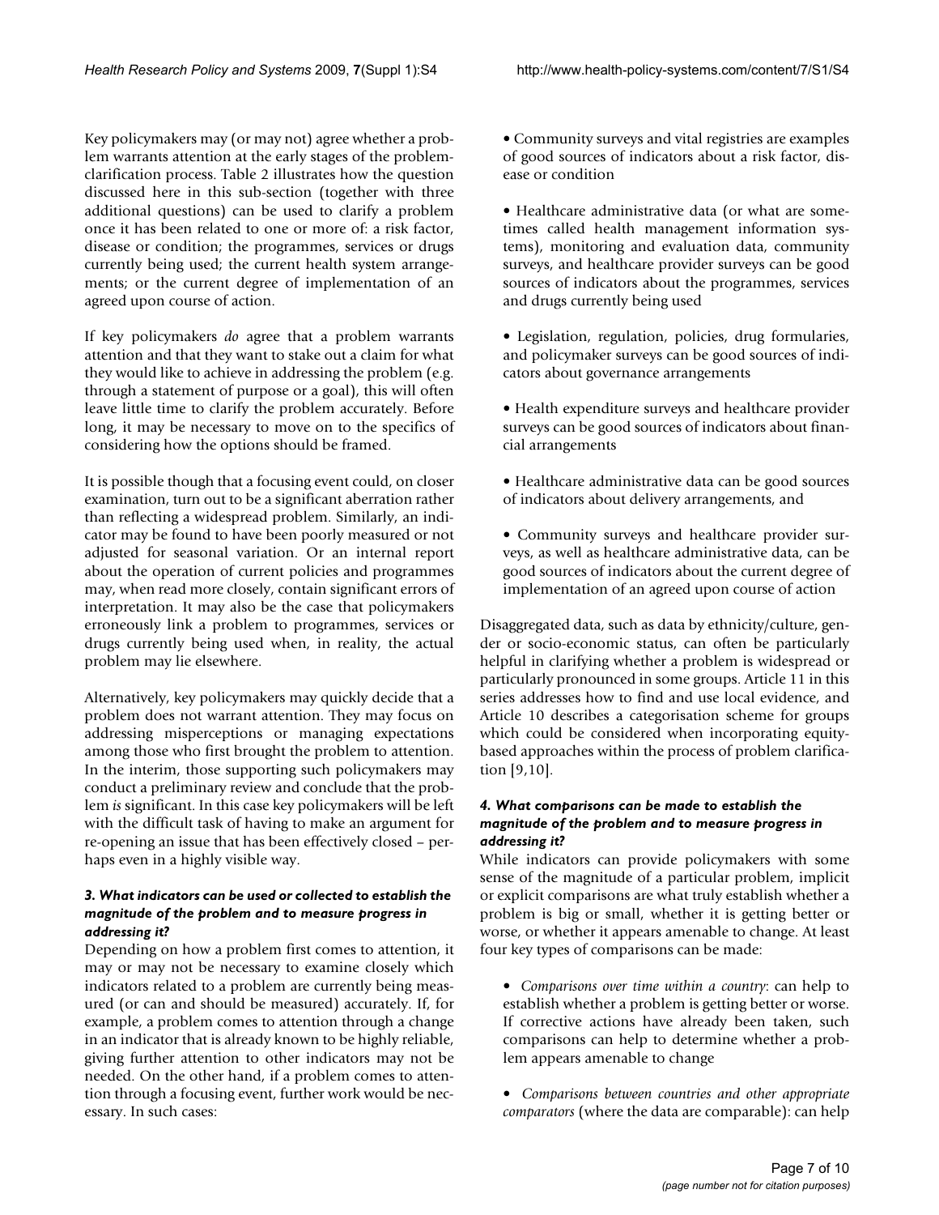Key policymakers may (or may not) agree whether a problem warrants attention at the early stages of the problem-clarification process. Table 2 illustrates how the question discussed here in this sub-section (together with three additional questions) can be used to clarify a problem once it has been related to one or more of: a risk factor, disease or condition; the programmes, services or drugs currently being used; the current health system arrangements; or the current degree of implementation of an agreed upon course of action.

If key policymakers *do* agree that a problem warrants attention and that they want to stake out a claim for what they would like to achieve in addressing the problem (e.g. through a statement of purpose or a goal), this will often leave little time to clarify the problem accurately. Before long, it may be necessary to move on to the specifics of considering how the options should be framed.

It is possible though that a focusing event could, on closer examination, turn out to be a significant aberration rather than reflecting a widespread problem. Similarly, an indicator may be found to have been poorly measured or not adjusted for seasonal variation. Or an internal report about the operation of current policies and programmes may, when read more closely, contain significant errors of interpretation. It may also be the case that policymakers erroneously link a problem to programmes, services or drugs currently being used when, in reality, the actual problem may lie elsewhere.

Alternatively, key policymakers may quickly decide that a problem does not warrant attention. They may focus on addressing misperceptions or managing expectations among those who first brought the problem to attention. In the interim, those supporting such policymakers may conduct a preliminary review and conclude that the problem *is* significant. In this case key policymakers will be left with the difficult task of having to make an argument for re-opening an issue that has been effectively closed – perhaps even in a highly visible way.

#### *3. What indicators can be used or collected to establish the magnitude of the problem and to measure progress in addressing it?*

Depending on how a problem first comes to attention, it may or may not be necessary to examine closely which indicators related to a problem are currently being measured (or can and should be measured) accurately. If, for example, a problem comes to attention through a change in an indicator that is already known to be highly reliable, giving further attention to other indicators may not be needed. On the other hand, if a problem comes to attention through a focusing event, further work would be necessary. In such cases:

- Community surveys and vital registries are examples of good sources of indicators about a risk factor, disease or condition
- Healthcare administrative data (or what are sometimes called health management information systems), monitoring and evaluation data, community surveys, and healthcare provider surveys can be good sources of indicators about the programmes, services and drugs currently being used
- Legislation, regulation, policies, drug formularies, and policymaker surveys can be good sources of indicators about governance arrangements
- Health expenditure surveys and healthcare provider surveys can be good sources of indicators about financial arrangements
- Healthcare administrative data can be good sources of indicators about delivery arrangements, and
- Community surveys and healthcare provider surveys, as well as healthcare administrative data, can be good sources of indicators about the current degree of implementation of an agreed upon course of action

Disaggregated data, such as data by ethnicity/culture, gender or socio-economic status, can often be particularly helpful in clarifying whether a problem is widespread or particularly pronounced in some groups. Article 11 in this series addresses how to find and use local evidence, and Article 10 describes a categorisation scheme for groups which could be considered when incorporating equity-based approaches within the process of problem clarification [9,10].

#### *4. What comparisons can be made to establish the magnitude of the problem and to measure progress in addressing it?*

While indicators can provide policymakers with some sense of the magnitude of a particular problem, implicit or explicit comparisons are what truly establish whether a problem is big or small, whether it is getting better or worse, or whether it appears amenable to change. At least four key types of comparisons can be made:

- *Comparisons over time within a country*: can help to establish whether a problem is getting better or worse. If corrective actions have already been taken, such comparisons can help to determine whether a problem appears amenable to change
- *Comparisons between countries and other appropriate comparators* (where the data are comparable): can help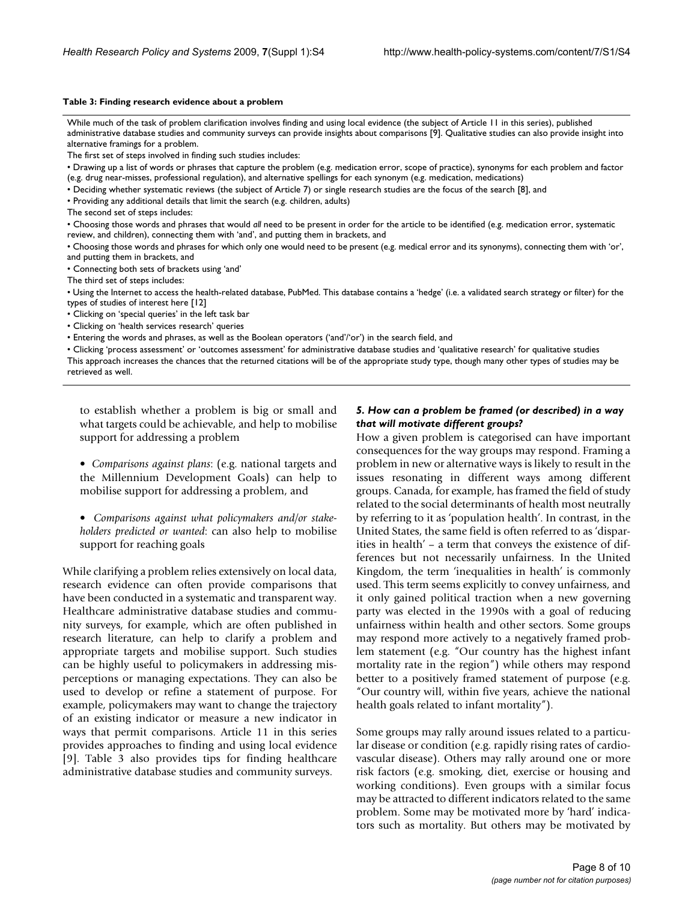**Table 3: Finding research evidence about a problem**

While much of the task of problem clarification involves finding and using local evidence (the subject of Article 11 in this series), published administrative database studies and community surveys can provide insights about comparisons [9]. Qualitative studies can also provide insight into alternative framings for a problem.

The first set of steps involved in finding such studies includes:

- Drawing up a list of words or phrases that capture the problem (e.g. medication error, scope of practice), synonyms for each problem and factor (e.g. drug near-misses, professional regulation), and alternative spellings for each synonym (e.g. medication, medications)
- Deciding whether systematic reviews (the subject of Article 7) or single research studies are the focus of the search [8], and
- Providing any additional details that limit the search (e.g. children, adults)

The second set of steps includes:

- Choosing those words and phrases that would *all* need to be present in order for the article to be identified (e.g. medication error, systematic review, and children), connecting them with 'and', and putting them in brackets, and
- Choosing those words and phrases for which only one would need to be present (e.g. medical error and its synonyms), connecting them with 'or', and putting them in brackets, and
- Connecting both sets of brackets using 'and'

The third set of steps includes:

- Using the Internet to access the health-related database, PubMed. This database contains a 'hedge' (i.e. a validated search strategy or filter) for the types of studies of interest here [12]
- Clicking on 'special queries' in the left task bar
- Clicking on 'health services research' queries
- Entering the words and phrases, as well as the Boolean operators ('and'/'or') in the search field, and
- Clicking 'process assessment' or 'outcomes assessment' for administrative database studies and 'qualitative research' for qualitative studies

This approach increases the chances that the returned citations will be of the appropriate study type, though many other types of studies may be retrieved as well.

to establish whether a problem is big or small and what targets could be achievable, and help to mobilise support for addressing a problem

- *Comparisons against plans*: (e.g. national targets and the Millennium Development Goals) can help to mobilise support for addressing a problem, and
- *Comparisons against what policymakers and/or stakeholders predicted or wanted*: can also help to mobilise support for reaching goals

While clarifying a problem relies extensively on local data, research evidence can often provide comparisons that have been conducted in a systematic and transparent way. Healthcare administrative database studies and community surveys, for example, which are often published in research literature, can help to clarify a problem and appropriate targets and mobilise support. Such studies can be highly useful to policymakers in addressing misperceptions or managing expectations. They can also be used to develop or refine a statement of purpose. For example, policymakers may want to change the trajectory of an existing indicator or measure a new indicator in ways that permit comparisons. Article 11 in this series provides approaches to finding and using local evidence [9]. Table 3 also provides tips for finding healthcare administrative database studies and community surveys.

### *5. How can a problem be framed (or described) in a way that will motivate different groups?*

How a given problem is categorised can have important consequences for the way groups may respond. Framing a problem in new or alternative ways is likely to result in the issues resonating in different ways among different groups. Canada, for example, has framed the field of study related to the social determinants of health most neutrally by referring to it as 'population health'. In contrast, in the United States, the same field is often referred to as 'disparities in health' – a term that conveys the existence of differences but not necessarily unfairness. In the United Kingdom, the term 'inequalities in health' is commonly used. This term seems explicitly to convey unfairness, and it only gained political traction when a new governing party was elected in the 1990s with a goal of reducing unfairness within health and other sectors. Some groups may respond more actively to a negatively framed problem statement (e.g. "Our country has the highest infant mortality rate in the region") while others may respond better to a positively framed statement of purpose (e.g. "Our country will, within five years, achieve the national health goals related to infant mortality").

Some groups may rally around issues related to a particular disease or condition (e.g. rapidly rising rates of cardiovascular disease). Others may rally around one or more risk factors (e.g. smoking, diet, exercise or housing and working conditions). Even groups with a similar focus may be attracted to different indicators related to the same problem. Some may be motivated more by 'hard' indicators such as mortality. But others may be motivated by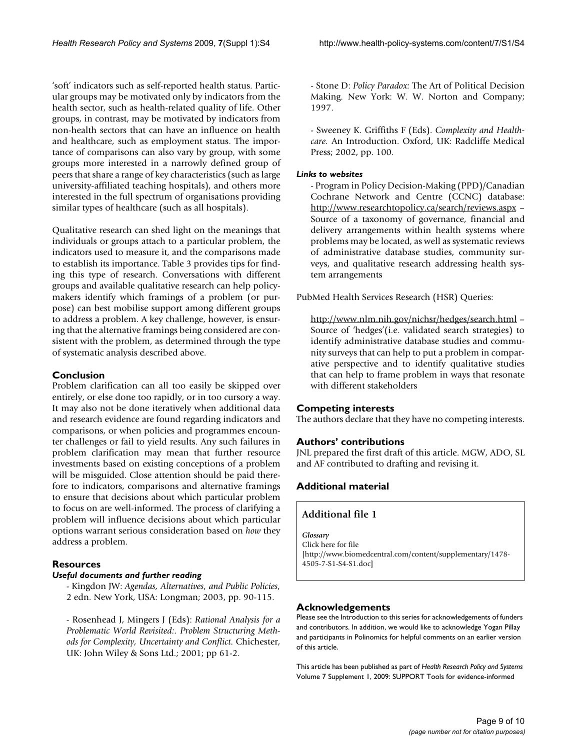'soft' indicators such as self-reported health status. Particular groups may be motivated only by indicators from the health sector, such as health-related quality of life. Other groups, in contrast, may be motivated by indicators from non-health sectors that can have an influence on health and healthcare, such as employment status. The importance of comparisons can also vary by group, with some groups more interested in a narrowly defined group of peers that share a range of key characteristics (such as large university-affiliated teaching hospitals), and others more interested in the full spectrum of organisations providing similar types of healthcare (such as all hospitals).

Qualitative research can shed light on the meanings that individuals or groups attach to a particular problem, the indicators used to measure it, and the comparisons made to establish its importance. Table 3 provides tips for finding this type of research. Conversations with different groups and available qualitative research can help policymakers identify which framings of a problem (or purpose) can best mobilise support among different groups to address a problem. A key challenge, however, is ensuring that the alternative framings being considered are consistent with the problem, as determined through the type of systematic analysis described above.

## Conclusion

Problem clarification can all too easily be skipped over entirely, or else done too rapidly, or in too cursory a way. It may also not be done iteratively when additional data and research evidence are found regarding indicators and comparisons, or when policies and programmes encounter challenges or fail to yield results. Any such failures in problem clarification may mean that further resource investments based on existing conceptions of a problem will be misguided. Close attention should be paid therefore to indicators, comparisons and alternative framings to ensure that decisions about which particular problem to focus on are well-informed. The process of clarifying a problem will influence decisions about which particular options warrant serious consideration based on *how* they address a problem.

## Resources

### Useful documents and further reading

- Kingdon JW: *Agendas, Alternatives, and Public Policies,* 2 edn. New York, USA: Longman; 2003, pp. 90-115.

- Rosenhead J, Mingers J (Eds): *Rational Analysis for a Problematic World Revisited:. Problem Structuring Methods for Complexity, Uncertainty and Conflict.* Chichester, UK: John Wiley & Sons Ltd.; 2001; pp 61-2.

- Stone D: *Policy Paradox:* The Art of Political Decision Making. New York: W. W. Norton and Company; 1997.

- Sweeney K. Griffiths F (Eds). *Complexity and Healthcare.* An Introduction. Oxford, UK: Radcliffe Medical Press; 2002, pp. 100.

### Links to websites

- Program in Policy Decision-Making (PPD)/Canadian Cochrane Network and Centre (CCNC) database: http://www.researchtopolicy.ca/search/reviews.aspx – Source of a taxonomy of governance, financial and delivery arrangements within health systems where problems may be located, as well as systematic reviews of administrative database studies, community surveys, and qualitative research addressing health system arrangements

PubMed Health Services Research (HSR) Queries:

http://www.nlm.nih.gov/nichsr/hedges/search.html – Source of 'hedges'(i.e. validated search strategies) to identify administrative database studies and community surveys that can help to put a problem in comparative perspective and to identify qualitative studies that can help to frame problem in ways that resonate with different stakeholders

## Competing interests

The authors declare that they have no competing interests.

## Authors' contributions

JNL prepared the first draft of this article. MGW, ADO, SL and AF contributed to drafting and revising it.

## Additional material

**Additional file 1**

*Glossary*
Click here for file
[http://www.biomedcentral.com/content/supplementary/1478-4505-7-S1-S4-S1.doc]

## Acknowledgements

Please see the Introduction to this series for acknowledgements of funders and contributors. In addition, we would like to acknowledge Yogan Pillay and participants in Polinomics for helpful comments on an earlier version of this article.

This article has been published as part of *Health Research Policy and Systems* Volume 7 Supplement 1, 2009: SUPPORT Tools for evidence-informed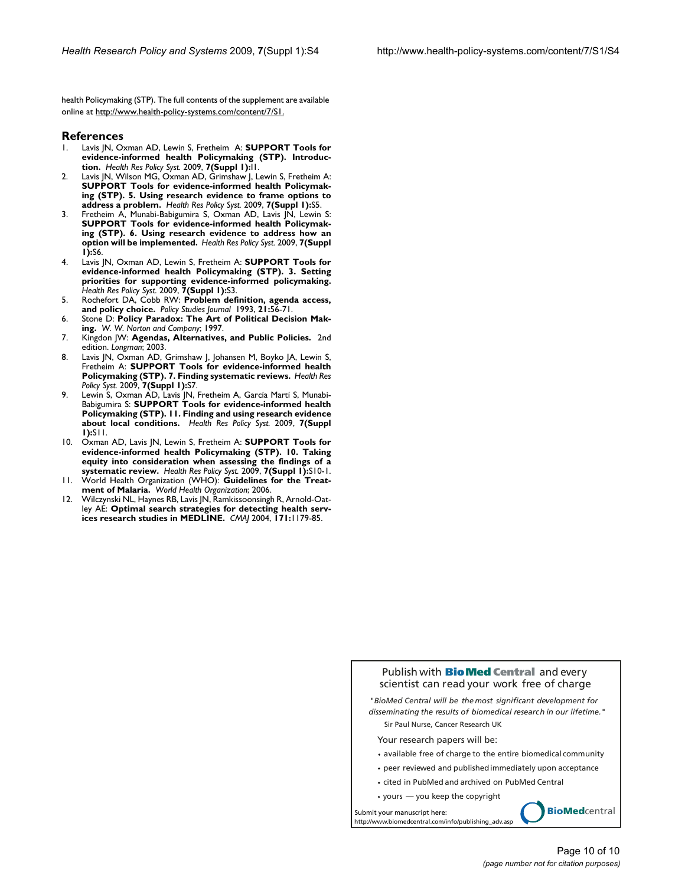health Policymaking (STP). The full contents of the supplement are available online at http://www.health-policy-systems.com/content/7/S1.

## References

1. Lavis JN, Oxman AD, Lewin S, Fretheim A: **SUPPORT Tools for evidence-informed health Policymaking (STP). Introduction.** *Health Res Policy Syst.* 2009, **7(Suppl 1):**I1.
2. Lavis JN, Wilson MG, Oxman AD, Grimshaw J, Lewin S, Fretheim A: **SUPPORT Tools for evidence-informed health Policymaking (STP). 5. Using research evidence to frame options to address a problem.** *Health Res Policy Syst.* 2009, **7(Suppl 1):**S5.
3. Fretheim A, Munabi-Babigumira S, Oxman AD, Lavis JN, Lewin S: **SUPPORT Tools for evidence-informed health Policymaking (STP). 6. Using research evidence to address how an option will be implemented.** *Health Res Policy Syst.* 2009, **7(Suppl 1):**S6.
4. Lavis JN, Oxman AD, Lewin S, Fretheim A: **SUPPORT Tools for evidence-informed health Policymaking (STP). 3. Setting priorities for supporting evidence-informed policymaking.** *Health Res Policy Syst.* 2009, **7(Suppl 1):**S3.
5. Rochefort DA, Cobb RW: **Problem definition, agenda access, and policy choice.** *Policy Studies Journal* 1993, **21:**56-71.
6. Stone D: **Policy Paradox: The Art of Political Decision Making.** *W. W. Norton and Company*; 1997.
7. Kingdon JW: **Agendas, Alternatives, and Public Policies.** 2nd edition. *Longman*; 2003.
8. Lavis JN, Oxman AD, Grimshaw J, Johansen M, Boyko JA, Lewin S, Fretheim A: **SUPPORT Tools for evidence-informed health Policymaking (STP). 7. Finding systematic reviews.** *Health Res Policy Syst.* 2009, **7(Suppl 1):**S7.
9. Lewin S, Oxman AD, Lavis JN, Fretheim A, García Martí S, Munabi-Babigumira S: **SUPPORT Tools for evidence-informed health Policymaking (STP). 11. Finding and using research evidence about local conditions.** *Health Res Policy Syst.* 2009, **7(Suppl 1):**S11.
10. Oxman AD, Lavis JN, Lewin S, Fretheim A: **SUPPORT Tools for evidence-informed health Policymaking (STP). 10. Taking equity into consideration when assessing the findings of a systematic review.** *Health Res Policy Syst.* 2009, **7(Suppl 1):**S10-1.
11. World Health Organization (WHO): **Guidelines for the Treatment of Malaria.** *World Health Organization*; 2006.
12. Wilczynski NL, Haynes RB, Lavis JN, Ramkissoonsingh R, Arnold-Oatley AE: **Optimal search strategies for detecting health services research studies in MEDLINE.** *CMAJ* 2004, **171:**1179-85.

Publish with **BioMed Central** and every scientist can read your work free of charge

*"BioMed Central will be the most significant development for disseminating the results of biomedical research in our lifetime."*
Sir Paul Nurse, Cancer Research UK

Your research papers will be:

- available free of charge to the entire biomedical community
- peer reviewed and published immediately upon acceptance
- cited in PubMed and archived on PubMed Central
- yours — you keep the copyright

Submit your manuscript here:
http://www.biomedcentral.com/info/publishing_adv.asp

**BioMed**central